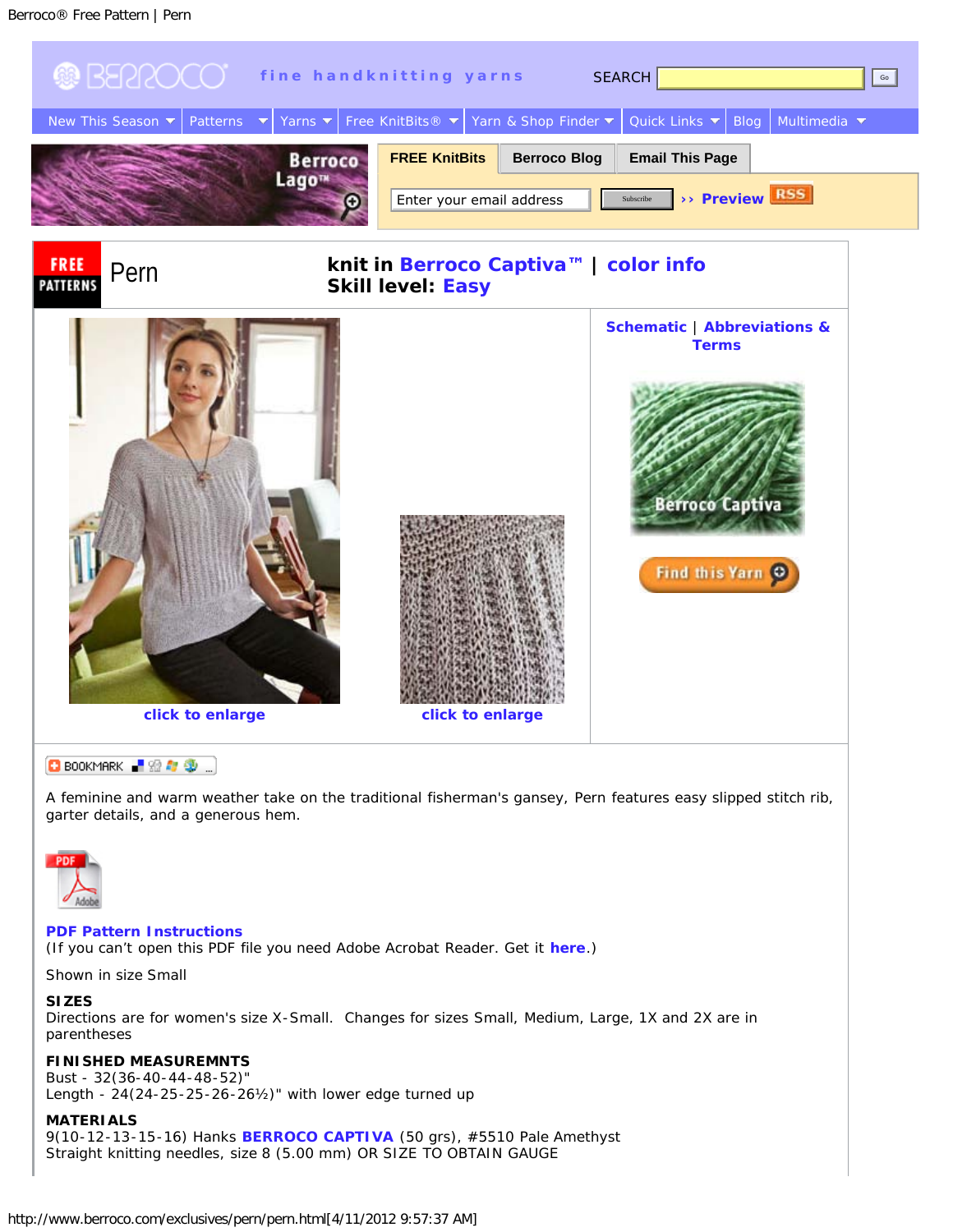# Pern

**knit in Berroco Captiva™ | color info**
**Skill level: Easy**

click to enlarge

click to enlarge

Schematic | Abbreviations & Terms

Find this Yarn

A feminine and warm weather take on the traditional fisherman's gansey, Pern features easy slipped stitch rib, garter details, and a generous hem.

**PDF Pattern Instructions**
(If you can't open this PDF file you need Adobe Acrobat Reader. Get it **here**.)

Shown in size Small

**SIZES**
Directions are for women's size X-Small. Changes for sizes Small, Medium, Large, 1X and 2X are in parentheses

**FINISHED MEASUREMNTS**
Bust - 32(36-40-44-48-52)"
Length - 24(24-25-25-26-26½)" with lower edge turned up

**MATERIALS**
9(10-12-13-15-16) Hanks **BERROCO CAPTIVA** (50 grs), #5510 Pale Amethyst
Straight knitting needles, size 8 (5.00 mm) OR SIZE TO OBTAIN GAUGE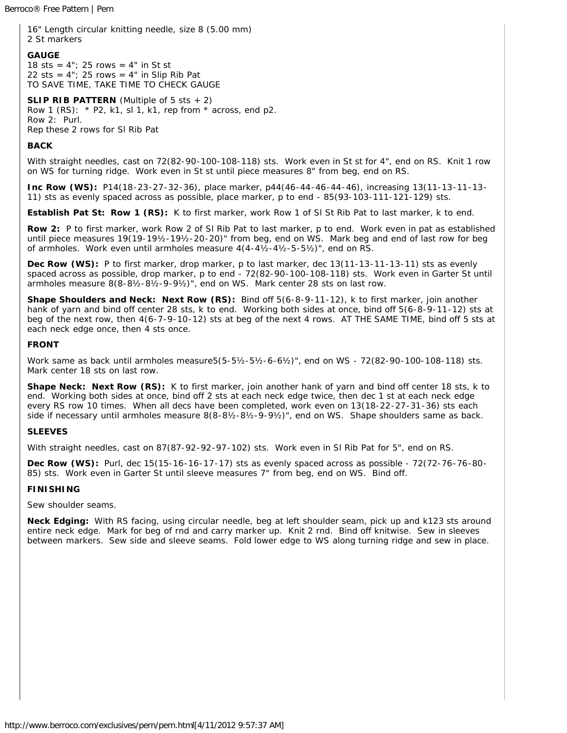16" Length circular knitting needle, size 8 (5.00 mm)
2 St markers

**GAUGE**
18 sts = 4"; 25 rows = 4" in St st
22 sts = 4"; 25 rows = 4" in Slip Rib Pat
TO SAVE TIME, TAKE TIME TO CHECK GAUGE

**SLIP RIB PATTERN** (Multiple of 5 sts + 2)
Row 1 (RS): * P2, k1, sl 1, k1, rep from * across, end p2.
Row 2: Purl.
Rep these 2 rows for Sl Rib Pat

**BACK**

With straight needles, cast on 72(82-90-100-108-118) sts. Work even in St st for 4", end on RS. Knit 1 row on WS for turning ridge. Work even in St st until piece measures 8" from beg, end on RS.

**Inc Row (WS):** P14(18-23-27-32-36), place marker, p44(46-44-46-44-46), increasing 13(11-13-11-13-11) sts as evenly spaced across as possible, place marker, p to end - 85(93-103-111-121-129) sts.

**Establish Pat St: Row 1 (RS):** K to first marker, work Row 1 of Sl St Rib Pat to last marker, k to end.

**Row 2:** P to first marker, work Row 2 of Sl Rib Pat to last marker, p to end. Work even in pat as established until piece measures 19(19-19½-19½-20-20)" from beg, end on WS. Mark beg and end of last row for beg of armholes. Work even until armholes measure 4(4-4½-4½-5-5½)", end on RS.

**Dec Row (WS):** P to first marker, drop marker, p to last marker, dec 13(11-13-11-13-11) sts as evenly spaced across as possible, drop marker, p to end - 72(82-90-100-108-118) sts. Work even in Garter St until armholes measure 8(8-8½-8½-9-9½)", end on WS. Mark center 28 sts on last row.

**Shape Shoulders and Neck: Next Row (RS):** Bind off 5(6-8-9-11-12), k to first marker, join another hank of yarn and bind off center 28 sts, k to end. Working both sides at once, bind off 5(6-8-9-11-12) sts at beg of the next row, then 4(6-7-9-10-12) sts at beg of the next 4 rows. AT THE SAME TIME, bind off 5 sts at each neck edge once, then 4 sts once.

**FRONT**

Work same as back until armholes measure5(5-5½-5½-6-6½)", end on WS - 72(82-90-100-108-118) sts. Mark center 18 sts on last row.

**Shape Neck: Next Row (RS):** K to first marker, join another hank of yarn and bind off center 18 sts, k to end. Working both sides at once, bind off 2 sts at each neck edge twice, then dec 1 st at each neck edge every RS row 10 times. When all decs have been completed, work even on 13(18-22-27-31-36) sts each side if necessary until armholes measure 8(8-8½-8½-9-9½)", end on WS. Shape shoulders same as back.

**SLEEVES**

With straight needles, cast on 87(87-92-92-97-102) sts. Work even in Sl Rib Pat for 5", end on RS.

**Dec Row (WS):** Purl, dec 15(15-16-16-17-17) sts as evenly spaced across as possible - 72(72-76-76-80-85) sts. Work even in Garter St until sleeve measures 7" from beg, end on WS. Bind off.

**FINISHING**

Sew shoulder seams.

**Neck Edging:** With RS facing, using circular needle, beg at left shoulder seam, pick up and k123 sts around entire neck edge. Mark for beg of rnd and carry marker up. Knit 2 rnd. Bind off knitwise. Sew in sleeves between markers. Sew side and sleeve seams. Fold lower edge to WS along turning ridge and sew in place.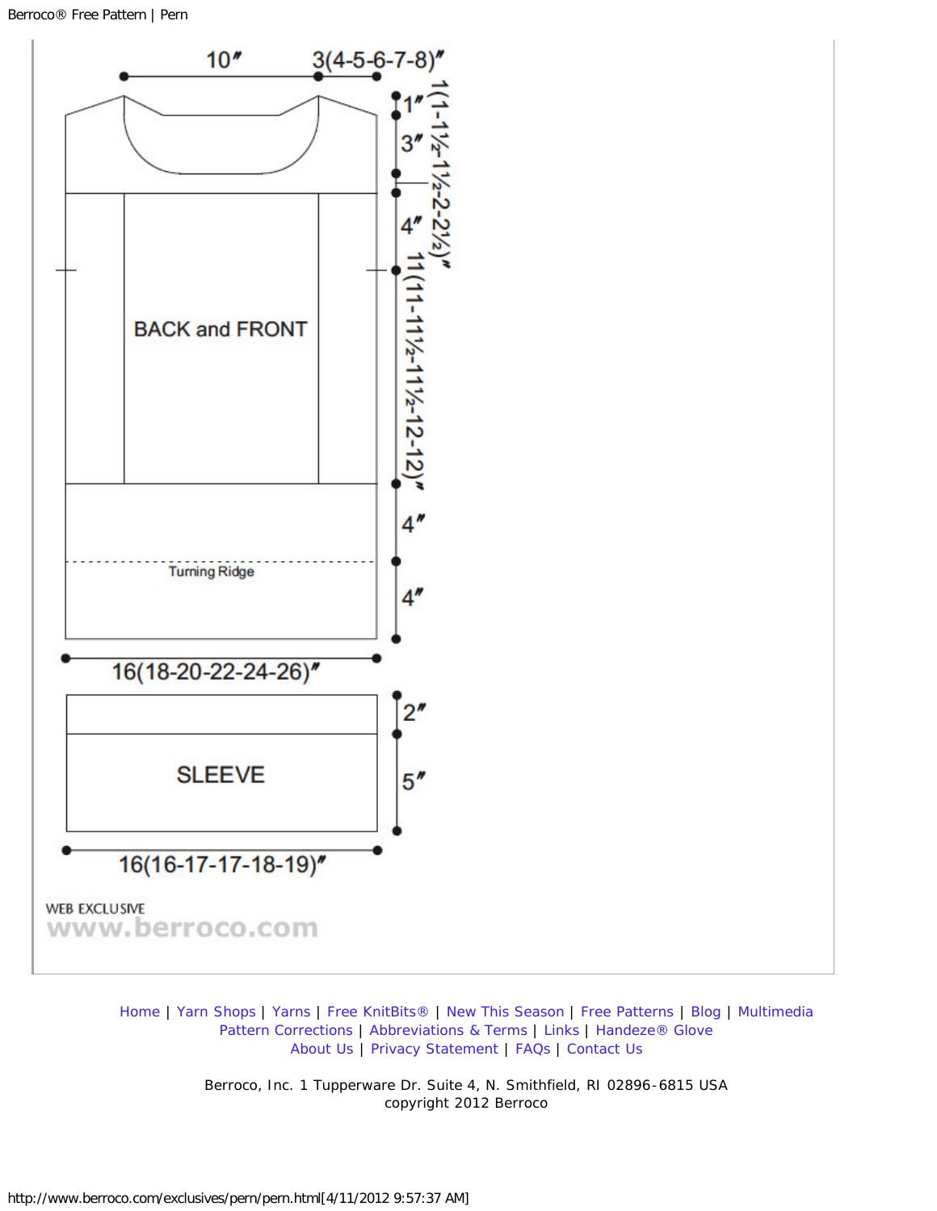10"

3(4-5-6-7-8)"

1"

3"

1(1-1½-1½-2-2½)"

4"

11(11-11½-11½-12-12)"

BACK and FRONT

4"

Turning Ridge

4"

16(18-20-22-24-26)"

2"

SLEEVE

5"

16(16-17-17-18-19)"

WEB EXCLUSIVE

www.berroco.com

Home | Yarn Shops | Yarns | Free KnitBits® | New This Season | Free Patterns | Blog | Multimedia
Pattern Corrections | Abbreviations & Terms | Links | Handeze® Glove
About Us | Privacy Statement | FAQs | Contact Us

Berroco, Inc. 1 Tupperware Dr. Suite 4, N. Smithfield, RI 02896-6815 USA
copyright 2012 Berroco